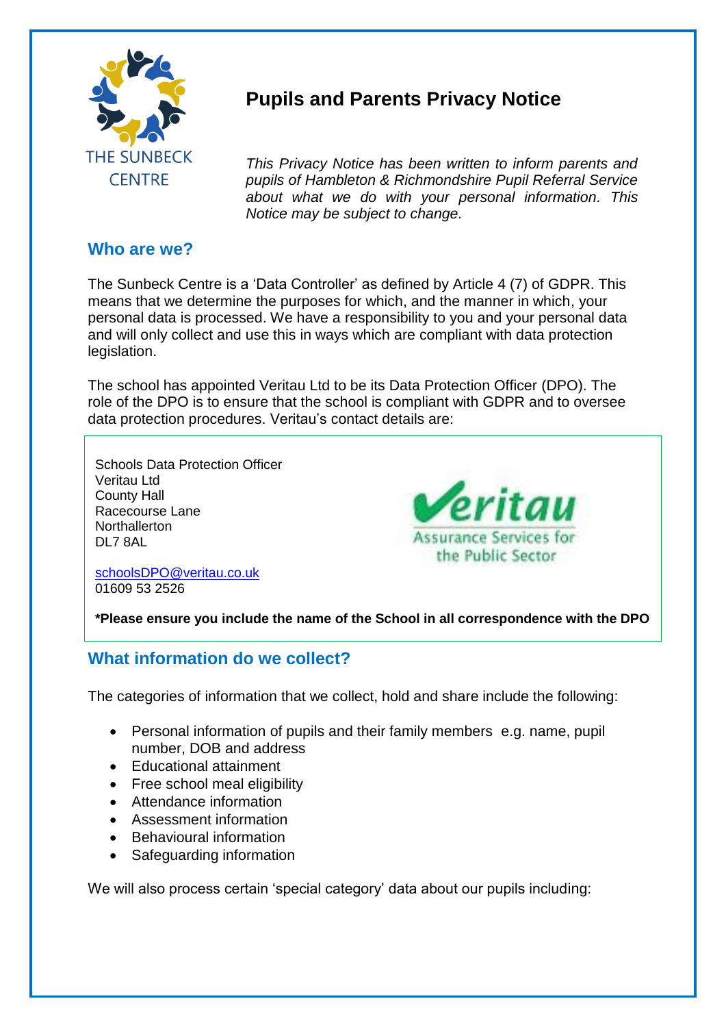THE SUNBECK CENTRE

# Pupils and Parents Privacy Notice

*This Privacy Notice has been written to inform parents and pupils of Hambleton & Richmondshire Pupil Referral Service about what we do with your personal information. This Notice may be subject to change.*

## Who are we?

The Sunbeck Centre is a 'Data Controller' as defined by Article 4 (7) of GDPR. This means that we determine the purposes for which, and the manner in which, your personal data is processed. We have a responsibility to you and your personal data and will only collect and use this in ways which are compliant with data protection legislation.

The school has appointed Veritau Ltd to be its Data Protection Officer (DPO). The role of the DPO is to ensure that the school is compliant with GDPR and to oversee data protection procedures. Veritau's contact details are:

Schools Data Protection Officer
Veritau Ltd
County Hall
Racecourse Lane
Northallerton
DL7 8AL

schoolsDPO@veritau.co.uk
01609 53 2526

Veritau – Assurance Services for the Public Sector

**\*Please ensure you include the name of the School in all correspondence with the DPO**

## What information do we collect?

The categories of information that we collect, hold and share include the following:

- Personal information of pupils and their family members e.g. name, pupil number, DOB and address
- Educational attainment
- Free school meal eligibility
- Attendance information
- Assessment information
- Behavioural information
- Safeguarding information

We will also process certain 'special category' data about our pupils including: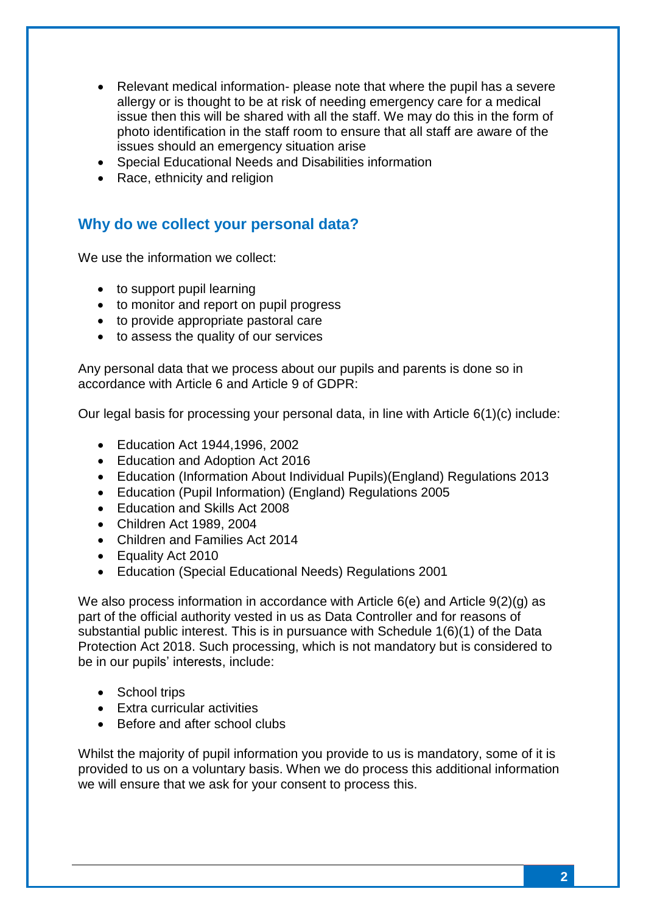- Relevant medical information- please note that where the pupil has a severe allergy or is thought to be at risk of needing emergency care for a medical issue then this will be shared with all the staff. We may do this in the form of photo identification in the staff room to ensure that all staff are aware of the issues should an emergency situation arise
- Special Educational Needs and Disabilities information
- Race, ethnicity and religion

## Why do we collect your personal data?

We use the information we collect:

- to support pupil learning
- to monitor and report on pupil progress
- to provide appropriate pastoral care
- to assess the quality of our services

Any personal data that we process about our pupils and parents is done so in accordance with Article 6 and Article 9 of GDPR:

Our legal basis for processing your personal data, in line with Article 6(1)(c) include:

- Education Act 1944,1996, 2002
- Education and Adoption Act 2016
- Education (Information About Individual Pupils)(England) Regulations 2013
- Education (Pupil Information) (England) Regulations 2005
- Education and Skills Act 2008
- Children Act 1989, 2004
- Children and Families Act 2014
- Equality Act 2010
- Education (Special Educational Needs) Regulations 2001

We also process information in accordance with Article 6(e) and Article 9(2)(g) as part of the official authority vested in us as Data Controller and for reasons of substantial public interest. This is in pursuance with Schedule 1(6)(1) of the Data Protection Act 2018. Such processing, which is not mandatory but is considered to be in our pupils' interests, include:

- School trips
- Extra curricular activities
- Before and after school clubs

Whilst the majority of pupil information you provide to us is mandatory, some of it is provided to us on a voluntary basis. When we do process this additional information we will ensure that we ask for your consent to process this.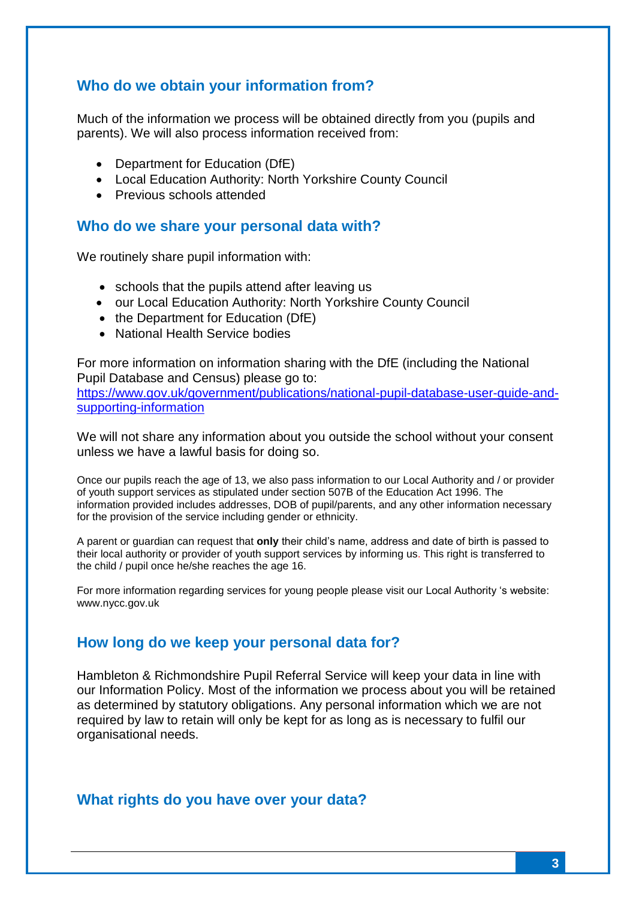## Who do we obtain your information from?

Much of the information we process will be obtained directly from you (pupils and parents). We will also process information received from:

- Department for Education (DfE)
- Local Education Authority: North Yorkshire County Council
- Previous schools attended

## Who do we share your personal data with?

We routinely share pupil information with:

- schools that the pupils attend after leaving us
- our Local Education Authority: North Yorkshire County Council
- the Department for Education (DfE)
- National Health Service bodies

For more information on information sharing with the DfE (including the National Pupil Database and Census) please go to: [https://www.gov.uk/government/publications/national-pupil-database-user-guide-and-supporting-information](https://www.gov.uk/government/publications/national-pupil-database-user-guide-and-supporting-information)

We will not share any information about you outside the school without your consent unless we have a lawful basis for doing so.

Once our pupils reach the age of 13, we also pass information to our Local Authority and / or provider of youth support services as stipulated under section 507B of the Education Act 1996. The information provided includes addresses, DOB of pupil/parents, and any other information necessary for the provision of the service including gender or ethnicity.

A parent or guardian can request that **only** their child's name, address and date of birth is passed to their local authority or provider of youth support services by informing us. This right is transferred to the child / pupil once he/she reaches the age 16.

For more information regarding services for young people please visit our Local Authority 's website: www.nycc.gov.uk

## How long do we keep your personal data for?

Hambleton & Richmondshire Pupil Referral Service will keep your data in line with our Information Policy. Most of the information we process about you will be retained as determined by statutory obligations. Any personal information which we are not required by law to retain will only be kept for as long as is necessary to fulfil our organisational needs.

## What rights do you have over your data?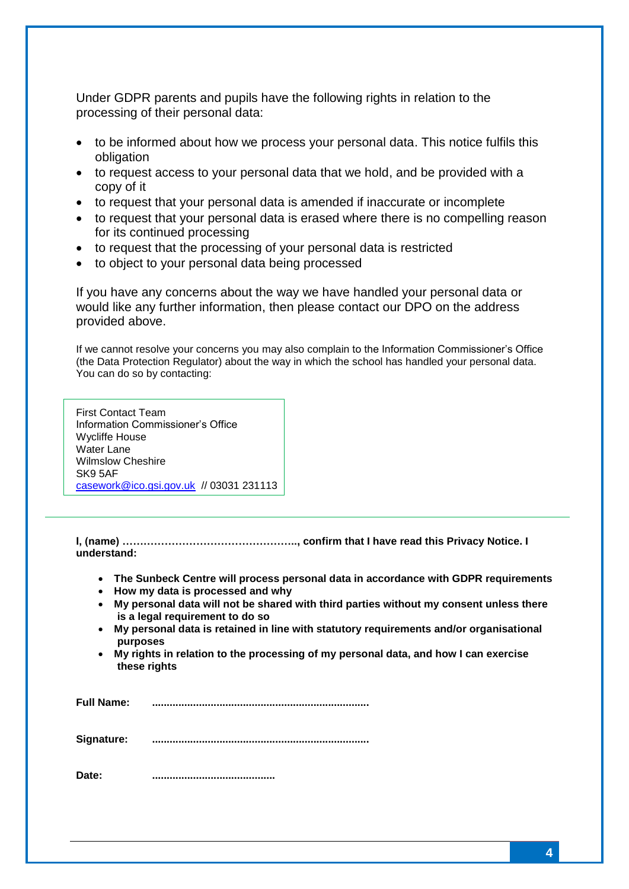Under GDPR parents and pupils have the following rights in relation to the processing of their personal data:

- to be informed about how we process your personal data. This notice fulfils this obligation
- to request access to your personal data that we hold, and be provided with a copy of it
- to request that your personal data is amended if inaccurate or incomplete
- to request that your personal data is erased where there is no compelling reason for its continued processing
- to request that the processing of your personal data is restricted
- to object to your personal data being processed

If you have any concerns about the way we have handled your personal data or would like any further information, then please contact our DPO on the address provided above.

If we cannot resolve your concerns you may also complain to the Information Commissioner's Office (the Data Protection Regulator) about the way in which the school has handled your personal data. You can do so by contacting:

First Contact Team
Information Commissioner's Office
Wycliffe House
Water Lane
Wilmslow Cheshire
SK9 5AF
casework@ico.gsi.gov.uk // 03031 231113

---

**I, (name) ………………………………………….., confirm that I have read this Privacy Notice. I understand:**

- **The Sunbeck Centre will process personal data in accordance with GDPR requirements**
- **How my data is processed and why**
- **My personal data will not be shared with third parties without my consent unless there is a legal requirement to do so**
- **My personal data is retained in line with statutory requirements and/or organisational purposes**
- **My rights in relation to the processing of my personal data, and how I can exercise these rights**

**Full Name:** ........................................................................

**Signature:** ........................................................................

**Date:** .........................................